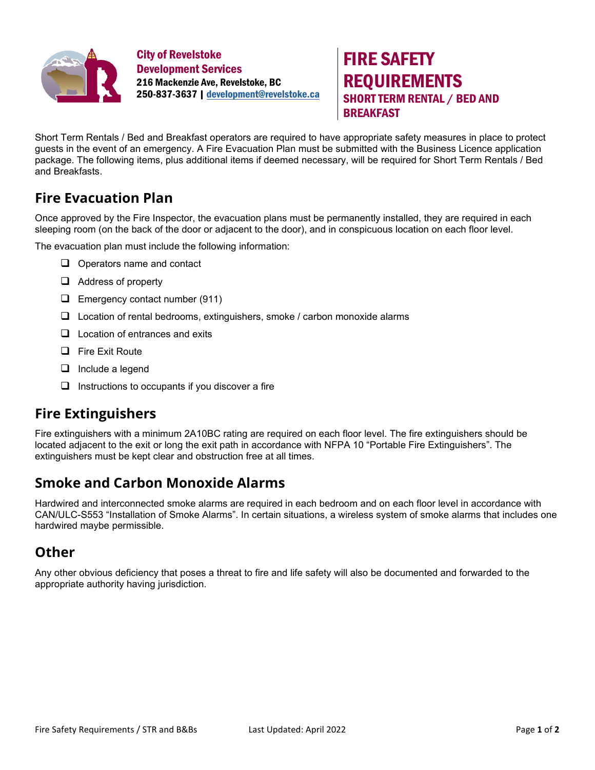City of Revelstoke
Development Services
216 Mackenzie Ave, Revelstoke, BC
250-837-3637 | development@revelstoke.ca

# FIRE SAFETY REQUIREMENTS

## SHORT TERM RENTAL / BED AND BREAKFAST

Short Term Rentals / Bed and Breakfast operators are required to have appropriate safety measures in place to protect guests in the event of an emergency. A Fire Evacuation Plan must be submitted with the Business Licence application package. The following items, plus additional items if deemed necessary, will be required for Short Term Rentals / Bed and Breakfasts.

## Fire Evacuation Plan

Once approved by the Fire Inspector, the evacuation plans must be permanently installed, they are required in each sleeping room (on the back of the door or adjacent to the door), and in conspicuous location on each floor level.

The evacuation plan must include the following information:

- [ ] Operators name and contact
- [ ] Address of property
- [ ] Emergency contact number (911)
- [ ] Location of rental bedrooms, extinguishers, smoke / carbon monoxide alarms
- [ ] Location of entrances and exits
- [ ] Fire Exit Route
- [ ] Include a legend
- [ ] Instructions to occupants if you discover a fire

## Fire Extinguishers

Fire extinguishers with a minimum 2A10BC rating are required on each floor level. The fire extinguishers should be located adjacent to the exit or long the exit path in accordance with NFPA 10 "Portable Fire Extinguishers". The extinguishers must be kept clear and obstruction free at all times.

## Smoke and Carbon Monoxide Alarms

Hardwired and interconnected smoke alarms are required in each bedroom and on each floor level in accordance with CAN/ULC-S553 "Installation of Smoke Alarms". In certain situations, a wireless system of smoke alarms that includes one hardwired maybe permissible.

## Other

Any other obvious deficiency that poses a threat to fire and life safety will also be documented and forwarded to the appropriate authority having jurisdiction.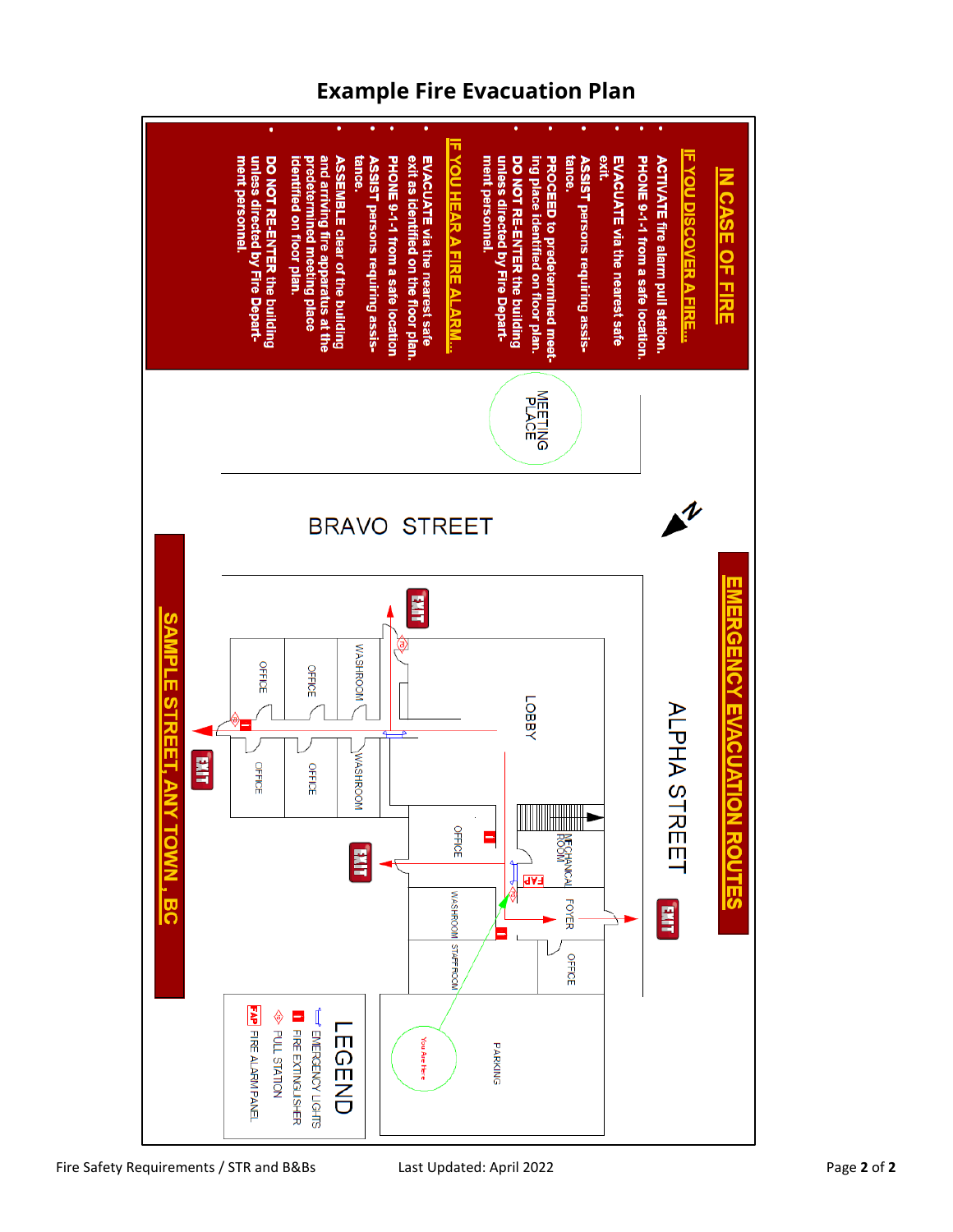# Example Fire Evacuation Plan

## IN CASE OF FIRE

**IF YOU DISCOVER A FIRE...**

- **ACTIVATE fire alarm pull station.**
- **PHONE 9-1-1 from a safe location.**
- **EVACUATE via the nearest safe exit.**
- **ASSIST persons requiring assistance.**
- **PROCEED to predetermined meeting place identified on floor plan.**
- **DO NOT RE-ENTER the building unless directed by Fire Department personnel.**

**IF YOU HEAR A FIRE ALARM...**

- **EVACUATE via the nearest safe exit as identified on the floor plan.**
- **PHONE 9-1-1 from a safe location.**
- **ASSIST persons requiring assistance.**
- **ASSEMBLE clear of the building and arriving fire apparatus at the predetermined meeting place identified on floor plan.**
- **DO NOT RE-ENTER the building unless directed by Fire Department personnel.**

## EMERGENCY EVACUATION ROUTES

MEETING PLACE

BRAVO STREET

ALPHA STREET

N

EXIT

LOBBY

WASHROOM

OFFICE

MECHANICAL ROOM

FAP

FOYER

STAFF ROOM

PARKING

You Are Here

**SAMPLE STREET, ANY TOWN, BC**

### LEGEND

- EMERGENCY LIGHTS
- FIRE EXTINGUISHER
- PULL STATION
- FAP FIRE ALARM PANEL